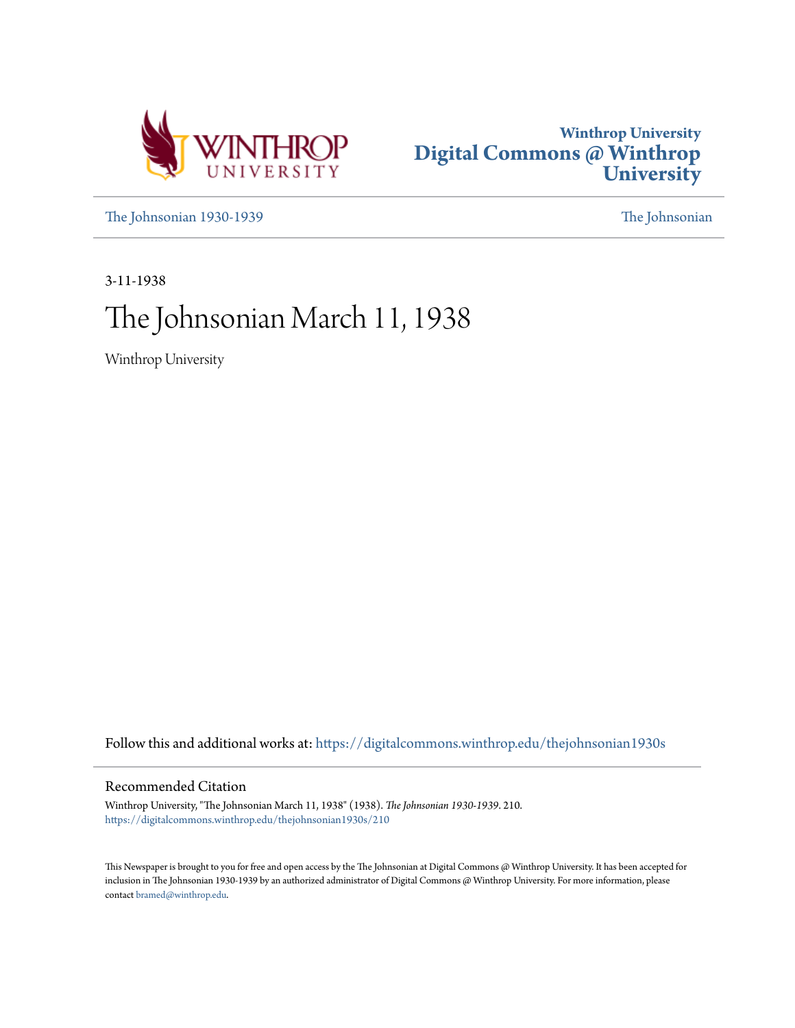Winthrop University
Digital Commons @ Winthrop University

[The Johnsonian 1930-1939](https://digitalcommons.winthrop.edu/thejohnsonian1930s) [The Johnsonian](https://digitalcommons.winthrop.edu/thejohnsonian)

3-11-1938

# The Johnsonian March 11, 1938

Winthrop University

Follow this and additional works at: https://digitalcommons.winthrop.edu/thejohnsonian1930s

## Recommended Citation

Winthrop University, "The Johnsonian March 11, 1938" (1938). *The Johnsonian 1930-1939*. 210. https://digitalcommons.winthrop.edu/thejohnsonian1930s/210

This Newspaper is brought to you for free and open access by the The Johnsonian at Digital Commons @ Winthrop University. It has been accepted for inclusion in The Johnsonian 1930-1939 by an authorized administrator of Digital Commons @ Winthrop University. For more information, please contact bramed@winthrop.edu.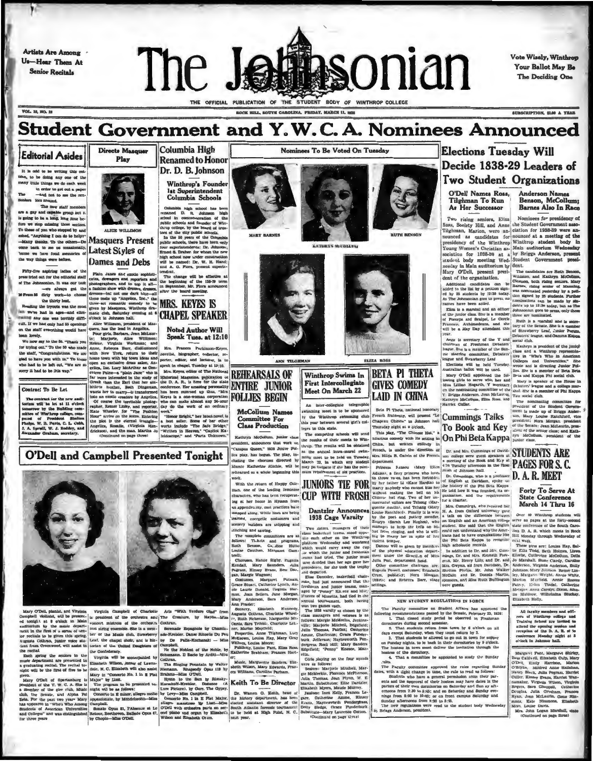Artists Are Among Us—Hear Them At Senior Recitals

# The Johnsonian

Vote Wisely, Winthrop Your Ballot May Be The Deciding One

THE OFFICIAL PUBLICATION OF THE STUDENT BODY OF WINTHROP COLLEGE

VOL. 15, NO. 19 — ROCK HILL, SOUTH CAROLINA, FRIDAY, MARCH 11, 1938 — SUBSCRIPTION, $1.00 A YEAR

# Student Government and Y. W. C. A. Nominees Announced

## Editorial Asides

It is odd to be writing this column, to be doing any one of the many little things we do each week in order to get out a paper. The —and not to see the seniors lore around.

The new staff members are a gay and capable group but it is going to be a long, long time before we stop missing those seniors. To those of you who stopped by and asked, "Anything I can do to help?" —Many thanks. To the others—Do come back to see us occasionally. 'cause we have fond memories of the way things were before.

Fifty-five aspiring ladies of the press tried out for the editorial staff of The Johnsonian. It was our task —we always get the —From 55 dirty work—to choose the thirty best.

Reading the tryouts was the most fun. We've had in ages—and eliminating any one was terribly difficult. If we had only had 55 openings on the staff everything would have been lovely.

We now say to the 55, "Thank you for trying out." To the 30 who made the staff, "Congratulations. We are glad to have you with us." To those who had to be left out, "We are so sorry it had to be this way."

## Contract To Be Let

The contract for the new auditorium will be let at 11 o'clock tomorrow by the Building committee of Winthrop trustees, composed of President Shelton Phelps, W. B. Davis, C. L. Cobb, J. A. Spruill, W. J. Roddey, and Alexander Graham, secretary.

## Directs Masquer Play

ALICE WILLIMON

## Masquers Present Latest Styles of Dames and Debs

Plain Janes and exotic sophisticates, dowagers and reporters and photographers, and to top it all—a fashion show with dresses, dresses, dresses—but not one dark blue—all these make up "Angelica, Inc.," the three-act romantic comedy to be given by Masquers, Winthrop dramatic club, Saturday evening at 8 o'clock in Johnson hall.

Alice Willimon, president of Masquers, has the lead in Angelica.

Four girls, Barbara, Jean McLaurin, Marjorie, Alice Willimon; Helene, Virginia Workman; and Anne, Rebecca Barr, disillusioned with New York, return to their home town with big town ideas and open an exclusive dress salon, Angelica, Inc. Lucy McArthur as Genevieve Paine—a "plain Jane" who is far more interested in the study of Greek than the Earl that her ambitious mother, Beth Dingemam, wants her to marry—is transformed into an exotic creature by Angelica.

Of course the inevitable photographer, Renier Lisley, and reporter, Kate Wheeler, for "The Fashion Hour" arrive on the scene. Entering the plot is the eternal triangle—Angelica, Rosalie, (Virginia Hendrickson), and the man, Martha Jo (Continued on page three)

## Columbia High Renamed to Honor Dr. D. B. Johnson

### Winthrop's Founder 1st Superintendent Columbia Schools

Columbia high school has been renamed D. B. Johnson high school in commemoration of the public schools and founder of Winthrop college, by the board of trustees of the city public schools.

In the 50 years of the Columbia public schools, there have been only four superintendents: Dr. Johnson, Ernest S. Dreher, for whom the new high school now under construction will be named; Dr. W. H. Hand; and A. C. Flora, present superintendent.

The change will be effective at the beginning of the 1938-39 term in September, Mr. Flora announced after the board meeting.

## MRS. KEYES IS CHAPEL SPEAKER

### Noted Author Will Speak Tues. at 12:10

Mrs. Frances Parkinson-Keyes, novelist, biographer, collector, reporter, editor, and lecturer, is to speak in chapel Tuesday at 12:10.

Mrs. Keyes, editor of The National Historical Magazine, publication of the D. A. R., is here for the state conference. Her amazing personality has been summed up thus, "Mrs. Keyes is a one-woman corporation who can make almost any 24-hour day of the work of an ordinary week."

"Honor Bright," her latest novel, is a best seller. Some of her other works include "The Safe Bridge," "Written in Heaven," "Capitol Kaleidoscope," and "Parts Unknown."

## Nominees To Be Voted On Tuesday

MARY BARNES — KATHRYN McCOLLUM — RUTH BENSON — ANN TILGHMAN — ELIZA ROSS

## REHEARSALS OF ENTIRE JUNIOR FOLLIES BEGIN

### McCollum Names Committee For Class Production

Kathryn McCollum, junior class president, announces that work on "Campus Queen," 1938 Junior Follies play, has begun. The play, including the choruses directed by Mamie Katherine Ritchie, will be rehearsed as a whole beginning this week.

With the return of Happy Coleman, one of the leading feminine characters, who has been recuperating at her home in Hyman from an appendectomy, cast practices have snapped along. While lines are being learned, energetic costumers and scenery builders are snipping and stitching and sawing.

The complete committees are as follows: Tickets and programs, Ruth Benson, Ca. Aline Hutto, Louise Carlton, Margaret Gambrell;

Choruses, Hattie Rigby, Eugenia Kendall, Mary Saunders, Julia Pegram, Kinsey Evans, Bess Dugan, Margie Wagoner;

Costumes, Margaret Putnam, Grace Stuart, Catherine Lynch, Annie Laurie Donald, Virginia Harmon, Jean Sellers, Jane Morgan, Mary Anderson, Sara Anderson, Ann Frasier;

Scenery, Elizabeth Kennedy, Augusta Ochran, Charlotte Wheeler, Ruth Pickerson, Marguerite McCants, Sara Tribble, Charlotte Letner, Marian Mayfield;

Properties, Anne Tilghman, Lucy McKeown, Louise Ray, Mary Gray Withers, Louise Moore;

Publicity, Louise Pant, Eliza Ross, Katherine Brabham, Frances Hartley;

Music, Marguerite Sanders, Elizabeth Wilson, Mary Edwards, Frances Williams, Carolina Parham.

## Keith To Be Director

Dr. Warren G. Keith, head of the history department, has been elected assistant director of the South Atlantic forensic tournament to be held at High Point, N. C., next year.

## Winthrop Swims In First Intercollegiate Meet On March 22

An inter-collegiate telegraphic swimming meet is to be sponsored by the Winthrop swimming club this year between several girl's colleges in this state.

The competing schools will send the results of their meets to Winthrop. The results will be obtained at the annual intra-mural swimming meet to be held on Tuesday, March 22, in which any student may participate if she has the minimum requirement of six practices.

## JUNIORS TIE FOR CUP WITH FROSH

### Dantzler Announces 1938 Cage Varsity

Two sisters, managers of their class basketball teams, stood opposite each other on the Winthrop platform Wednesday and wondered which would carry away the cup for which the junior and freshman teams had tried. The junior must have decided that her age gave her precedence, for she took the trophy and departed.

Elise Dantzler, basketball chairman, had just announced that the freshman and junior teams, managed by "Penny" Kneece and Mary Kneece of Monetta, had tied in the annual tournament, both having won two games each.

The 1938 varsity as chosen by the class managers and referees is as follows: Margie McMeekin, Jenkinsville; Marjorie Mitchell, Edgefield; Julia Thomas, Fairfax; Catherine Ammee, Charleston; Grace Funderburk, Jefferson; Haynesworth Pendergrass, Rock Hill; Mary Sanders, Edgefield; "Penny" Kneece, Monetta.

Girls playing on the four squads were as follows:

Seniors: Marjorie Mitchell, Margie McMeekin, Florence McPherson, Julia Thomas, Jean Flynn, M. E. Martin. Substitutes: Elise Dantzler, Elizabeth Myers, Maude Murray.

Juniors: Inez Kelly, Frances Legare, Catherine Ammee, Kinsey Evans, Haynesworth Pendergrass, Dolly Sledge, Grace Funderburk. Substitute—Mary Laurence Cotton. (Continued on page three)

## BETA PI THETA GIVES COMEDY LAID IN CHINA

Beta Pi Theta, national honorary French fraternity, will present "Le Chapeau Chinois" in Johnson hall Thursday night at 8 o'clock.

This play, "The Chinese Hat," a hilarious comedy with its setting in China, but written entirely in French, is under the direction of Mrs. Hilda S. Galvin of the French department.

Princess Fanaou (Mary Ellen Adams), a fiery princess who loves to throw vases, has been forbidden by her father Li (Kate Hardin) to marry anybody who cannot kiss her without making the bell on his Chinese hat ring. Two of her unsuccessful suitors are Tchong (Marguerite Austin), and Tchang (Mary Louise Ratchford). Finally Li is won by the poet and pottery mender, Zouryo (Sarah Lee Hughes), who manages to keep the bells on his hat from ringing, and who is willing to marry her in spite of her violent temper.

Dances will be given by members of the physical education department under the direction of Miss Julia Post, department head.

Other committee chairmen are: Eugenia Powell, costumes; Elizabeth Cram, publicity; Nora Morgan, tickets; and Rebecca Barr, stage settings.

## Cummings Talks To Book and Key On Phi Beta Kappa

Dr. and Mrs. Cummings of Davidson college were guest speakers at a meeting of the Book and Key at 4:30 Tuesday afternoon in the Rose room of Johnson hall.

Dr. Cummings, who is a professor of English at Davidson, spoke on the history of the Phi Beta Kappa. He told how it was founded, its organization, and the requirements for a charter.

Mrs. Cummings, who received her M. A. from Oxford university gave a talk on the difference between an English and an American college education. She said that the English could not understand why the Americans had to have organizations like the Phi Beta Kappa to recognize high scholastic records.

In addition to Dr. and Mrs. Cummings, Dr. and Mrs. Kenneth Foreman, Mr. Henry Lilly, and Dr. and Mrs. Gwynn, all from Davidson, Dr. Shelton Phelps, Mr. John Walker McCain and Dr. Dennis Martin, sponsors, and Miss Ruth Buffington were guests.

## NEW STUDENT REGULATIONS IN FORCE

The Faculty committee on Student Affairs has approved the following recommendations passed by the Senate, February 23, 1938:

1. That closed study period be observed in Freshman dormitories during second semester.
2. That students return from town by 6 o'clock on all days except Saturday, when they must return by 8.
3. That students be allowed to go out in town for supper on Sunday nights, to be back in their dormitories by 9 o'clock. The hostess in town must deliver the invitation through the hostess of the dormitory.
4. That a committee be appointed to study the Sunday rules.

The Faculty committee approved the rules regarding Sunday dates, with a slight change in time, the rule to read as follows:

Students who have a general permission from their parents and the approval of their hostess may have dates in the parlors of their own dormitories on Saturday and Sunday afternoons from 2:30 to 5:45; and on Saturday and Sunday evenings from 8:00 to 10:00; or on front campus Saturday and Sunday afternoons from 2:30 to 5:15.

The new regulations were read to the student body Wednesday by Briggs Anderson, president.

## Elections Tuesday Will Decide 1838-29 Leaders of Two Student Organizations

### O'Dell Names Ross, Tilghman To Run As Her Successor

Two rising seniors, Eliza Ross, Society Hill, and Anne Tilghman, Marion, were announced as candidates for presidency of the Winthrop Young Women's Christian association for 1938-39 at a student body meeting Wednesday in Main auditorium by Mary O'Dell, present president of the organization.

Additional candidates can be added to the list by a petition signed by 25 students by 12:30 today. As The Johnsonian goes to press, no names have been added.

Eliza is a marshal and an officer of the junior class. She is a member of Forum and Senate. Le Cercle Francais, Archimedeans, and she will be a May Day attendant this year.

Anne is secretary of the Y and chairman of Freshman Debaters' league. She is a member of the Senior steering committee, Debaters' league and Strawberry Leaf.

Elections will be held Tuesday. Australian ballot will be used.

Mary O'Dell appointed the following girls to serve with her and Miss Lillian Hogarth, Y secretary, on the nominating committee of the Y: Briggs Anderson, Jean McLaurin, Kathryn McCollum, Eliza Ross, and Harriet Culler.

### Anderson Names Benson, McCollum; Barnes Also In Race

Nominees for presidency of the Student Government association for 1938-39 were announced at a meeting of the Winthrop student body in Main auditorium Wednesday by Briggs Anderson, present Student Government president.

The candidates are Ruth Benson, Williston, and Kathryn McCollum, Clemson, both rising seniors. Mary Barnes, rising senior of Manning, was nominated yesterday by a petition signed by 25 students. Further nominations can be made by students up to 12:30 today, but as The Johnsonian goes to press, only these three are nominated.

Ruth is a marshal and is secretary of the Senate. She is a member of Strawberry Leaf, Junior Forum, Debaters' league, and Gamma Kappa social club.

Kathryn is president of the junior class and a Winthrop representative in "Who's Who in American Colleges and Universities." She wrote and is directing Junior Follies. She is a member of Beta Beta Beta and Kappa Phi social club.

Mary is speaker of the House in Debaters' league and a college marshal. She is a member of Phi Kappa Tau social club.

The nominating committee for president of the Student Government is made up of Briggs Anderson, Mary Louise Ratchford, vice president; Nora Morgan president of the Senate; Jean McLaurin, president of the senior class; and Kathryn McCollum, president of the junior class.

## STUDENTS ARE PAGES FOR S. C. D. A. R. MEET

### Forty To Serve At State Conference March 14 Thru 16

Over 40 Winthrop students will serve as pages at the forty-second state conference of the South Carolina D. A. R. which meets in Rock Hill Monday through Wednesday of next week.

These girls are: Louise Hay, Sallie Ellis Todd, Beth Holmes, Liza Ellerbe, Catherine McCollum, Della Marshall, Susie Cardy, Caroline Anderson, Virginia Anderson, Emily Johnson, Mary Johnson, Renier Lisley, Margaret Wright, Annie White, Marian Mayfield, Annie Reeves Fairey, Helen Tindal, Catherine Metzger, Anna Carolyn Dixon, Ameta Muldrow, Wilhelmina Stuckey, Elizabeth Holly.

All faculty members and officers of Winthrop college and Training School are invited to attend the opening session and reception of the D. A. R. at 8 o'clock Monday night at 8 o'clock in Johnson hall.

Margaret Faust, Margaret Shirley, Bess Caldwell, Elizabeth Culp, Mary O'Dell, Emily Harrison, Marion O'Bryan, Mildred Anne Rabbons, Nancy Black, Julia Pegram, Harriet Culler, Kinsey Evans, Harriet Wannamaker, Virginia Wilson, Virginia Rogers, Sara Gheppell, Catherine Douglas, Julia Graham, Frances Ryan, Jean McLaurin, Gene Nimmons, Kate Nimmons, Elizabeth Moss, Louise Davis.

Mrs. John Logan Marshall, chairman (Continued on page three)

## O'Dell and Campbell Presented Tonight

Mary O'Dell, pianist, and Virginia Campbell violinist, will be presented tonight at 8 o'clock in Main auditorium by the music department in the first of a series of senior recitals to be given this spring. Augusta Cothran, junior voice student from Greenwood, will assist in the recital.

Each spring the seniors in the music department are presented in a graduating recital. The recital tonight will be the first of five to be given.

Mary O'Dell of Spartanburg is president of the Y. W. C. A. She is a member of the glee club, Music club, the Senate, and Alpha Psi Zeta. For the past two years Mary has appeared in "Who's Who Among Students of American Universities and Colleges" and was distinguished for three years

Virginia Campbell of Charlotte is president of the orchestra and concert mistress of the orchestra and string ensemble. She is a member of the Music club, Strawberry Leaf, the chapel choir, and is historian of the United Daughters of the Confederacy.

Virginia will be accompanied by Elizabeth Wilson, junior of Lawndale, N. C. Elizabeth will also assist Mary in "Concerto No. 1 in E Flat Major" by Liszt.

The program to be presented tonight will be as follows:

Concerto in E minor, allegro molto appassionato, by Mendelssohn—Miss Campbell.

Sonata Opus 31, l'Absence et Le Retour, Beethoven. Ballade Opus 47, by Chopin—Miss O'Dell.

Aria "With Verdure Clad" from The Creature, by Haydn—Miss Cothran.

Serenade Espagnole by Chaminade-Kreisler. Danse Rituelle Du Feu by De Falla-Kochanski — Miss Campbell.

Ye the Noblest of the Noble, by Schumann. Il Bacio by Arditi—Miss Cothran.

The Singing Fountain by Walter Niemann. Rhapsody Opus 119 by Brahms—Miss O'Dell.

Hymn to the Sun by Rimsky-Korsakoff-Kreisler. Distance (A Love Picture), by Gore. The Gypsy, by Levy—Miss Campbell.

Concerto No. 1 in E Flat Major, allegro maestoso by Liszt—Miss O'Dell with orchestra parts on second piano and organ by Elizabeth Wilson and Elizabeth Oran.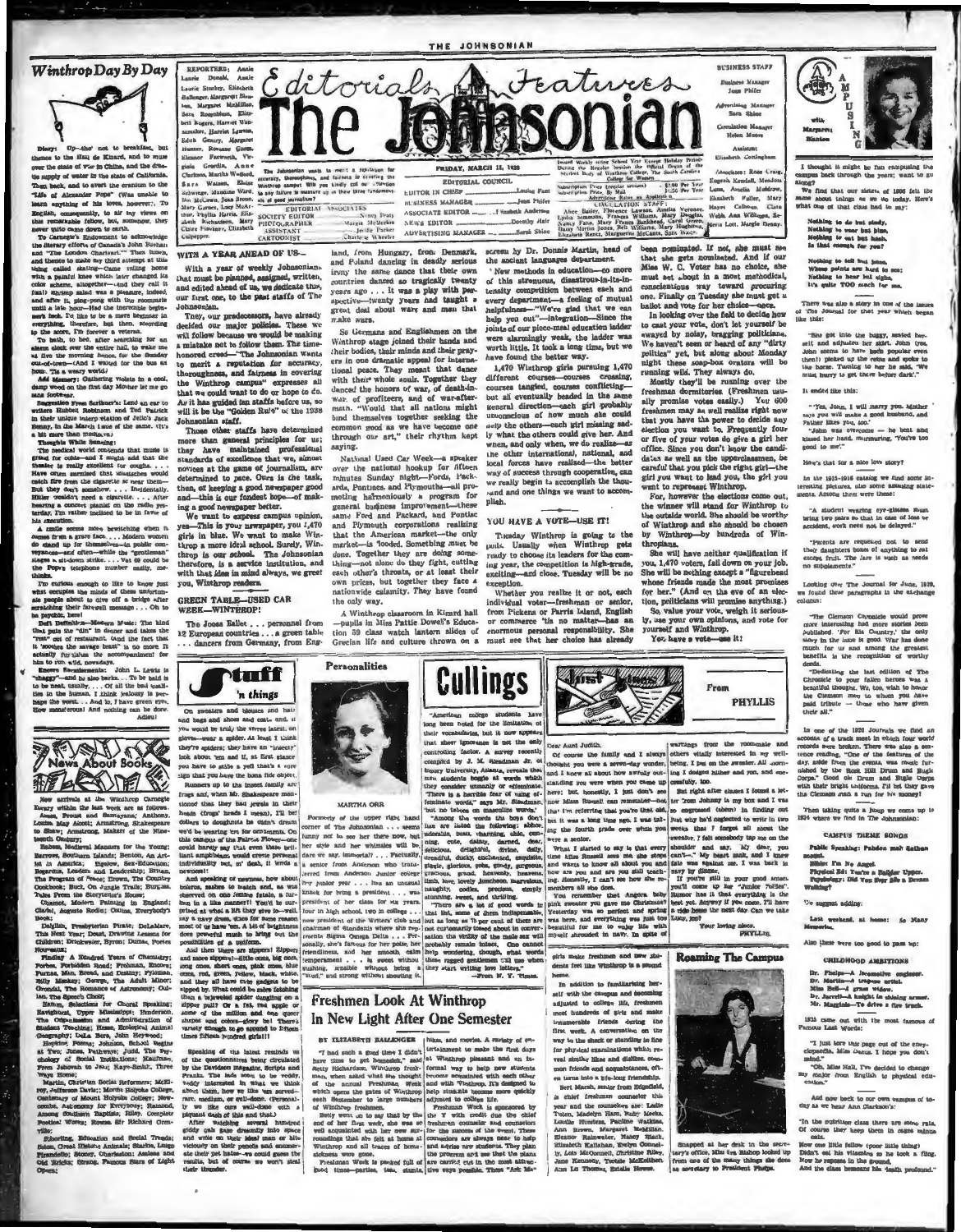# Editorials & Features

# The Johnsonian

## Winthrop Day By Day

Diary: Up—the not to breakfast, but thence to the Hall de Kinard, and to muse over the state of war in China, and the drain the supply of water in the state of California. Then back, and to avert the cranium to the "Life of Alexander Pope" (Was unable to learn anything of his loves, however). To English, consequently, to air my views on this remarkable fellow, but, somehow, they never quite came down to earth.

To Carnegie's Endowment to acknowledge the literary efforts of Caroline's John Buchan and "The London Charivari." Then home, and thence to make my third attempt at this thing called skating—Came rolling home with a painful knee which later changed its color scheme, altogether—and they call it fun! Spring salad was a pleasure, indeed, and after it, ping-pong with the roommate until the hour—Had the inevitable beginner's luck. I'd like to be a mere beginner in everything, therefore, but then, according to the sages, I'm forever a veteran.

To bath, to bed, after searching for an alarm clock over the entire hall, to wake me at five the morning hence, for the Sunday out-of-town—(And I waited for the bus an hour. 'Tis a weary world.)

**Add Memory:** Gathering violets in a cool, damp wood on the first day Mother let me go sans footwear.

**Suggestion** from Sardinne's: Lend an ear to writers Hubbell Robinson and Ted Patrick in their unique interpretation of Jello's Jack Benny, in the March issue of the same. (It's a bit more than irrelevant.)

**Thoughts While Sneezing:**

The medical world contends that music is good for colds—and I might add that the theater is really excellent for coughs. . . . Have often surmised that stenches would catch fire from the cigarette or near them—But they don't somehow. . . . Incidentally, Hitler wouldn't need a cigarette. . . . After hearing a concert pianist on the radio yesterday, I'm rather inclined to be in favor of his execution.

A castle seems more bewitching when it comes from a grave face. . . . Modern women do stand up for themselves—in public conveyances—and often—while the "gentleman" takes a sit-down strike. . . . You do could be the Pope's telephone number easily, me thinks.

The curious enough to like to know just what occupies the minds of these unfortunate people about to dive off a bridge after scratching their farewell message . . . Oh to be psychic, here!

Deft Definition—Modern Music: The kind that puts the "din" in dinner and takes the "rest" out of restaurant. (And the fact that it soothes the savage beast" is no more it actually explains the accompaniment for him to rove wild, nowadays.

**Encore Recommends:** John L. Lewis is "shaggy"—and he also barks . . . To be bald is to be neat, usually. . . . Of all the bad qualities in the human, I think jealousy is perhaps the worst. . . . And lo, I have green eyes. How monstrous! And nothing can be done. Adieu!

---

REPORTERS: Annie Laurie Donald, Annie Laurie Stuckey, Elizabeth Ballenger, Margaret Blackmon, Margaret McMillan, Sara Rosenblum, Elizabeth Rogers, Harriet Wannamaker, Harriet Lawton, Edith Gentry, Margaret Hamer, Rowanne Gunn, Eleanor Foxworth, Virginia Gourdin, Anne Clarkson, Martha Wofford, Sara Watson, Eloise Salvage, Mandine Ward, Lois McCown, Jean Brown, Mary Garner, Lucy McArthur, Phyllis Harris, Elizabeth Richardson, Mary Claire Hawkins, Elizabeth Culpepper.

The Johnsonian wants to merit a reputation for accuracy, thoroughness, and fairness in covering the Winthrop campus. Will you kindly call our attention to any failure to measure up to these three fundamentals of good journalism?

EDITORIAL ASSOCIATES

SOCIETY EDITOR ........ Nancy Pratt
PHOTOGRAPHER ........ Margie McGeehee
ASSISTANT ........ Jeddie Parker
CARTOONIST ........ Charlotte Wheeler

FRIDAY, MARCH 11, 1938

EDITORIAL COUNCIL

EDITOR IN CHIEF ........ Louise Fant
BUSINESS MANAGER ........ Jean Phifer
ASSOCIATE EDITOR ........ Elizabeth Anderson
NEWS EDITOR ........ Dorothy Hair
ADVERTISING MANAGER ........ Sarah Shine

Issued weekly during School Year Except Holiday Periods. During the Regular Session the Official Organ of the Student Body of Winthrop College, The South Carolina College for Women.

Subscription Price (regular session) ........ $1.00 Per Year
Subscription Price, By Mail ........ $1.50 Per Year
Advertising Rates on Application

CIRCULATION STAFF

Alice Bailey, Florence Lawson, Amelia Veronee, Lydia Simmons, Frances Williams, Mary Douglas, Nancy Fane, Mary Frances Bankhead, Carol Green, Daisy Martin Jones, Bell Williams, Mary Hughes, Elizabeth Rentz, Marguerite McCants, Sara Ware.

BUSINESS STAFF

Business Manager: Jean Phifer

Advertising Manager: Sara Shine

Circulation Manager: Helen Moore

Assistant: Elizabeth Cottingham

Associates: Rose Craig, Eugenia Kendall, Meadors Lane, Amelia Muldrow, Elizabeth Waller, Mary Hayes Calhoun, Clara Webb, Ann Willinger, Seris Lott, Margie Denny.

---

### WITH A YEAR AHEAD OF US—

With a year of weekly Johnsonians that must be planned, assigned, written, and edited ahead of us, we dedicate this, our first one, to the past staffs of The Johnsonian.

They, our predecessors, have already decided our major policies. These we will follow because we would be making a mistake not to follow them. The timehonored creed—"The Johnsonian wants to merit a reputation for accuracy, thoroughness, and fairness in covering the Winthrop campus" expresses all that we could want to do or hope to do. As it has guided ten staffs before us, so will it be the "Golden Rule" of the 1938 Johnsonian staff.

Those other staffs have determined more than general principles for us; they have maintained professional standards of excellence that we, almost novices at the game of journalism, are determined to pace. Ours is the task, then, of keeping a good newspaper good and—this is our fondest hope—of making a good newspaper better.

We want to express campus opinion, yes—This is your newspaper, you 1,470 girls in blue. We want to make Winthrop a more ideal school. Surely, Winthrop is our school. The Johnsonian therefore, is a service institution, and with that idea in mind always, we greet you, Winthrop readers.

### GREEN TABLE—USED CAR WEEK—WINTHROP!

The Jooss Ballet . . . personnel from 12 European countries . . . a green table . . . dancers from Germany, from England, from Hungary, from Denmark, and Poland dancing in deadly serious irony the same dance that their own countries danced so tragically twenty years ago . . . It was a play with perspective—twenty years had taught a great deal about wars and men that make wars.

So Germans and Englishmen on the Winthrop stage joined their hands and their bodies, their minds and their prayers in one dramatic appeal for international peace. They meant that dance with their whole souls. Together they danced the horrors of war, of death-in-war, of profiteers, and of war-aftermath. "Would that all nations might bind themselves together seeking the common good as we have become one through our art," their rhythm kept saying.

National Used Car Week—a speaker over the national hookup for fifteen minutes Sunday night—Fords, Packards, Pontiacs, and Plymouths—all promoting harmoniously a program for general business improvement—these same Ford and Packard, and Pontiac and Plymouth corporations realizing that the Americas market—the only market—is flooded. Something must be done. Together they are doing something—not alone do they fight, cutting each other's throats, or at least their own prices, but together they face a nationwide calamity. They have found the only way.

A Winthrop classroom in Kinard hall —pupils in Miss Pattie Dowell's Education 59 class watch lantern slides of Grecian life and culture thrown on a screen by Dr. Donnis Martin, head of the ancient languages department.

New methods in education—no more of this strenuous, disastrous-in-its-intensity competition between each and every department—a feeling of mutual helpfulness—"We're glad that we can help you out"—integration—Since the joints of our piece-meal education ladder were alarmingly weak, the ladder was worth little. It took a long time, but we have found the better way.

1,470 Winthrop girls pursuing 1,470 different courses—courses crossing, courses tangled, courses conflicting—but all eventually headed in the same general direction—each girl probably unconscious of how much she could help the others—each girl missing actually what the others could give her. And when, and only when, we do realize—as the other international, national, and local forces have realized—the better way of success through cooperation, can we really begin to accomplish the thousand and one things we want to accomplish.

### YOU HAVE A VOTE—USE IT!

Tuesday Winthrop is going to the polls. Usually when Winthrop gets ready to choose its leaders for the coming year, the competition is high-grade, exciting—and close. Tuesday will be no exception.

Whether you realize it or not, each individual voter—freshman or senior, from Pickens or Parris Island, English or commerce 'tis no matter—has an enormous personal responsibility. She must see that her choice has already been nominated. If not, she must see that she gets nominated. And if our Miss W. C. Voter has no choice, she must set about in a most methodical, conscientious way toward procuring one. Finally on Tuesday she must get a ballot and vote for her choice—once.

In looking over the field to decide how to cast your vote, don't let yourself be swayed by noisy, bragging politicians. We haven't seen or heard of any "dirty politics" yet, but along about Monday night these soap-box orators will be running wild. They always do.

Mostly they'll be running over the freshman dormitories (Freshmen usually promise votes easily.) You 400 freshmen may as well realize right now that you have the power to decide any election you want to. Frequently four or five of your votes do give a girl her office. Since you don't know the candidates as well as the upperclassmen, be careful that you pick the right girl—the girl you want to lead you, the girl you want to represent Winthrop.

For, however the elections come out, the winner will stand for Winthrop to the outside world. She should be worthy of Winthrop and she should be chosen by Winthrop—by hundreds of Winthropians.

She will have neither qualification if you, 1,470 voters, fall down on your job. She will be nothing except a "figurehead whose friends made the most promises for her." (And on the eve of an election, politicians will promise anything.)

So, value your vote, weigh it seriously, use your own opinions, and vote for yourself and Winthrop.

You have a vote—use it!

---

## CAMPUSING with Margaret Blanton

I thought it might be fun rumpusing the campus back through the years; want to go along?

We find that our sisters of 1906 felt the same about things as we do today. Here's what one of that class had to say:

*Nothing to do but study,*
*Nothing to wear but blue,*
*Nothing to eat but hash,*
*Is that enough for you?*

*Nothing to tell but jokes,*
*Whose points are hard to see;*
*Nothing to hear but sighs,*
*It's quite TOO much for me.*

There was also a story in one of the issues of The Journal for that year which began like this:

"She got into the buggy, seated herself, and adjusted her skirt. John (yes, John seems to have been popular even then!) picked up the reins and spoke to the horse. Turning to her he said, 'We must hurry to get there before dark.'"

It ended like this:

"'Yes, John, I will marry you. Mother says you will make a good husband, and Father likes you, too.'

"John was overcome — he bent and kissed her hand, murmuring, 'You're too good to me!'"

How's that for a nice love story?

In the 1915-1916 catalog we find some interesting pictures, also some amusing statements. Among them were these:

"A student wearing eye-glasses must bring two pairs so that in case of loss or accident, work need not be delayed."

"Parents are requested not to send their daughters boxes of anything to eat except fruit. The fare is such as needs no supplements."

Looking over The Journal for June, 1919, we found these paragraphs in the exchange column:

"The Clemson Chronicle would prove more interesting had more stories been published. (For his Country,' the only story in the issue is good. War has done much for us and among the greatest benefits is the recognition of worthy deeds.

"Dedicating the last edition of The Chronicle to your fallen heroes was a beautiful thought. We, too, wish to honor the Clemson men to whom you have paid tribute — those who have given their all."

In one of the 1920 Journals we find an account of a track meet in which four world records were broken. There was also a sentence reading, "One of the features of the day, aside from the events, was music furnished by the Rock Hill Drum and Bugle Corps." Good ole Drum and Bugle Corps with their bright uniforms. I'll bet they gave the Clemson men a run for his money!

Then taking quite a jump we come up to 1924 where we find in The Johnsonian:

**CAMPUS THEME SONGS**

Public Speaking: Pardon my Sathen accent.
Bible: I'm No Angel
Physical Ed: You're a Builder Upper.
Psychology: Did You Ever See a Dream Walking?

We suggest adding:

Last weekend, at home: So Many Memories.

Also there were too good to pass up:

**CHILDHOOD AMBITIONS**

Dr. Phelps—A locomotive engineer.
Dr. Martin—A trapeze artist.
Miss Bell—A great widow.
Dr. Jarrell—A knight in shining armor.
Mr. Magginis—To drive a fire truck.

1935 came out with the most famous of Famous Last Words:

"I just tore this page out of the encyclopedia, Miss Dacus. I hope you don't mind."

"Oh, Miss Hall, I've decided to change my major from English to physical education."

And now back to our own campus of today as we hear Ann Clarkson's:

"In the nutrition class there are some rats. Of course they keep them in cages minus cats.

Now one little fellow (poor little thing) Didn't eat his vitamin so he took a fling. Now he reposes in the ground, And the class bemoans his death profound."

---

## News About Books

New arrivals at the Winthrop Carnegie Library within the last week are as follows:

Anson, Protest and Surrender; Anthony, Louisa May Alcott; Armstrong, Shakespeare to Shaw; Armstrong, Makers of the Nineteenth Century;

Babson, Medieval Manners for the Young; Barrows, Southern Islands; Benton, An Artist in America; Bigelow, Sex-Education; Bogardus, Leaders and Leadership; Britain, The Program of Peace; Brown, The Country Cookbook; Buck, On Jungle Trails; Burgess, Tales From the Storyteller's House;

Channel, Modern Painting in England; Clerel, Auguste Rodin; Collins, Everybody's Book;

Dalglish, Presbyterian Pirate; DeLaMare, This Next Year; Doust, Drawing Lessons for Children; Drinkwater, Byron; Dumas, Poetes Nouveaux;

Findlay, A Hundred Years of Chemistry; Forbes, Forbidden Road; Freeman, Brown, From Johnson to Jay; Kaye-Smith, Three Ways Home;

Martin, Christian Social Reformers; McElroy, Jefferson Davis; Morris Holyoke College, Centenary of Mount Holyoke College; Newcomb, Astronomy for Everybody; Raymond, Among Southern Baptists; Riley, Complete Poetical Works; Rowse, Sir Richard Grenville;

Shorling, Education and Social Trends; Salem, Great Historic Animals; Starks, Lungs Friendly; Stoney, Charleston: Azaleas and Old Bricks; Strong, Famous Stars of Light Opera;

Dolphin, Presbyterian Pirate; Gilbert, The Spirit of Man; Greene, Man, Bread, and Destiny; Frelman, Billy Mackay; George, The Adult Minor; Grondal, The Romance of Astronomy; Gullan, The Speech Choir;

Hamm, Selections for Choral Speaking; Havighurst, Upper Mississippi; Henderson, The Organization and Administration of Student Teaching; Hesse, Ecological Animal Geography; DuLa Born, John Heywood;

Hopkins Poems; Johnson, School Begins at Two; Jones, Pathways; Judd, The Psychology of Social Institutions; Kaufman.

---

## Stuff 'n things

On sweaters and blouses and hats and bags and shoes and coats and, if you would be truly the utmost latest, on gloves—wear a spider. At least I think they're spiders; they have an "insecty" look about 'em and if, at first glance you have to stifle a yell that's a sure sign that you have the bona fide object.

Runners up to the insect family are frogs and, when Mr. Shakespeare mentioned that they had jewels in their heads (frogs' heads I mean), I'll bet dollars to doughnuts he didn't dream we'd be wearing 'em for ornaments. On this campus of the Fairest Flower—one could hardly say they were the brilliant amphibians would create personal individuality but, my dear, it lends a newness!!

And speaking of newness, how about colors, ankles to match and, as was observed on one frilly fella, in a white ... could in a like manner! You'd be surprised at what a lift they give to—well, say a navy dress, dust for mere repose most of us have 'em. A bit of brightness does powerful much to bring out the possibilities of a uniform.

And then there are zippers! Zippers and more zippers!—little ones, big ones, long ones, short ones, pink ones, blue ones, red, green, yellow, black, white—and they all have cute gadgets to be zipped by. What could be more fetching than a bejeweled zipper dangling on a zipper pull? Or a fat, red apple or some of the million and one queer shapes and colors—gay but! There's variety enough to go around to fifteen hundred girls!!!

Speaking of the latest reminds us of the questionnaires being circulated by the Davidson magazine, Scripts and Pranks. The lads seem to be vastly interested in what we think about them, how we like our men served—rare, medium, or well-done. (Personally we like ours well-done with a piquant dash of this and that.)

After wielding seven hundred giddy gals have dreamily into space and write on their ideal man or blissfully on their pencils and snicker—we could guess the results, but of course we won't steal their thunder.

---

## Personalities

MARTHA ORR

Formerly of the upper right hand corner of The Johnsonian . . . seems funny not to see her there now, but her style and her whimsies will be, dare we say, immortal? . . . Factually, a senior from Anderson who transferred from Anderson Junior college her junior year . . . is an unusual knack for being a president . . . was president of her class for six years, four in high school, two in college . . . now president of the Writers' club and chairman of Standards; is also the representative of Sigma Omega Delta . . . Personally, she's famous for her poise, her friendliness, and her smooth, calm temperament . . . is sweet without gushing . . . amiable without being a "mud," and strong without shouting it.

---

## Cullings

"American college students have long been noted for the limitation of their vocabularies, but it now appears that sheer ignorance is not the only controlling factor. A survey recently completed by J. M. Steadman Jr. of Emory University, Atlanta, reveals that men students boggle at using words they consider unmanly or effeminate. 'There is a horrible fear of using effeminate words,' says Mr. Steadman, 'but no taboos on masculine words.'

"Among the words the boys don't like are listed the following: adorable, beau, charming, chic, cunning, cute, dainty, darned, dear, delicious, delighted, divine, dolly, dreadful, ducky, enchanted, exquisite, glorious, gorgeous, gracious, grand, heavenly, heavens, limb, love, lovely, luncheon, marvelous, naughty, oodles, precious, simply stunning, sweet, and thrilling.

"There are a lot of good words in that list, some of them indispensable, but as long as 75 per cent of them are just curiously tossed about in conversation the virility of the male sex will probably remain intact. One cannot help wondering, though, what words these rugged gentlemen will use when they start writing love letters." —From N. Y. Times.

---

## Just Notes

From PHYLLIS

Dear Aunt Judith,

Of course the family and I always thought you were a seventy-day wonder, and I knew all about how awfully outstanding you were when you came up here; but, honestly, I just can't see how Miss Russell can remember—but I'm referring that you're that old, but it was a long time ago. I was talking the fourth grade over with you were a senior.

What I started to say is that every time Miss Russell sees me she stops and wants to know all about you and how are you and are you still teaching. Honestly, I can't see how she remembers all she does.

You remember that Angora baby pink sweater you gave me Christmas? Yesterday was so perfect and spring was here, and everything was just too beautiful for me to wake life with myself shrouded in navy. In spite of warnings from the roommate and others vitally interested in my well-being, I put on the sweater. All morning I dodged Hillies and Wan, and successfully, too.

But right after classes I found a letter from Johnny in my box and I was so engrossed (ahem) in finding out just why he'd neglected to write in two weeks that I forgot all about the sweater. I felt somebody tap me on the shoulder and say, "My dear, you can't—" My heart sank, and I knew fate was against me. I was back in navy by dinner.

If you're still in your good graces you'll come up for "Junior Follies". Rumor has it that everything is the best yet. Anyway if you come, I'll have a ride home the next day. Can we take Lucy, too?

Your loving niece,

PHYLLIS.

---

## Freshmen Look At Winthrop In New Light After One Semester

BY ELIZABETH BALLENGER

"I had such a good time I didn't have time to get homesick," said Betty Richardson, Winthrop freshman, when asked what she thought of the annual Freshman Week which opens the gates of Winthrop each September to large numbers of Winthrop freshmen.

Betty went on to say that by the end of her first week, she was so well acquainted with her new surroundings that she felt at home at Winthrop and all traces of homesickness were gone.

Freshman Week is packed full of good times—parties, teas, stunts, hikes, and movies. A variety of entertainment to make the first days at Winthrop pleasant and an informal way to help new students become acquainted with each other and with Winthrop. It's designed to help students become more quickly adjusted to college life.

Freshman Week is sponsored by the Y with credit due the chief freshman counselor and counselors for the success of the event. These counselors are always near to help and advise new students. They plan the program and see that the plans are carried out in the most attractive ways possible. Those "Ask Me" girls make freshmen and new students feel like Winthrop is a second home.

In addition to familiarizing herself with the campus and becoming adjusted to college life, freshmen meet hundreds of girls and make innumerable friends during the first week. A conversation on the way to the shack or standing in line for physical examinations which reveal similar likes and dislikes, common friends and acquaintances, often turns into a life-long friendship.

Bert Marsh, senior from Edgefield, is chief freshman counselor this year and the counselors are: Kate Tuten, Madelyn Ham, Ruby Banks, Lucille Huestess, Pauline Watkins, Ann Brown, Margaret McAllister, Eleanor Rainwater, Nancy Black, Elizabeth Kallahan, Evelyn Connelly, Lois McCormick, Christine Riley, Jane Kennedy, Tootsie Stockman, Ann Le Thomas, Estelle Howse.

---

## Roaming The Campus

Snapped at her desk in the secretary's office, Miss Eva Bishop looked up from one of the many things she does as secretary to President Phelps.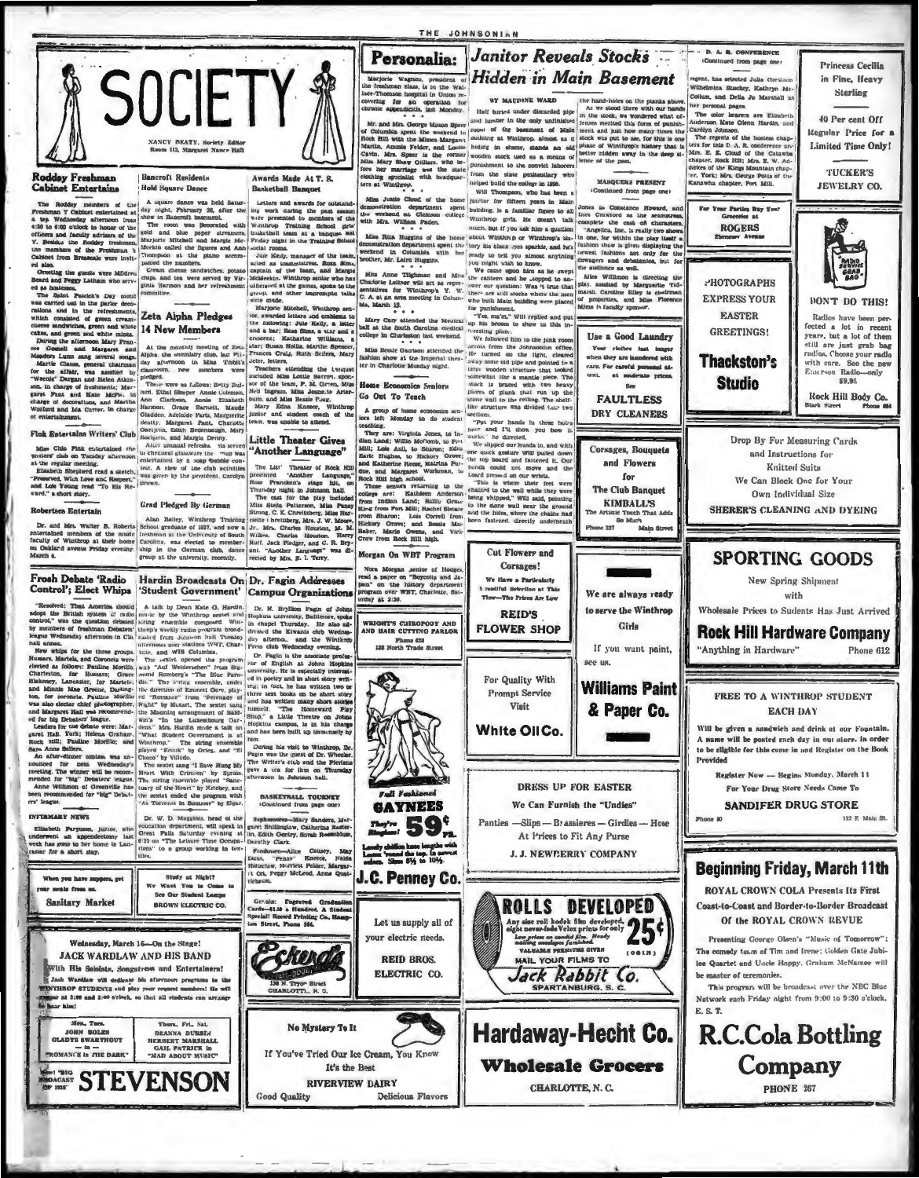# SOCIETY

NANCY BEATY, Society Editor
Room 113, Margaret Nance Hall

## Roddey Freshman Cabinet Entertains

The Roddey members of the Freshman Y Cabinet entertained at a tea Wednesday afternoon from 4:30 to 6:00 o'clock in honor of the officers and faculty advisers of the Y. Besides the Roddey freshmen, the members of the Freshman Y Cabinet from Breazeale were invited also.

Greeting the guests were Mildred Beard and Peggy Latham who served as hostesses.

The Saint Patrick's Day motif was carried out in the parlor decorations and in the refreshments, which consisted of green cream-cheese sandwiches, green and white cakes, and green and white mints.

During the afternoon Mary Frances Connell and Margaret and Maodora Lunn sang several songs.

Martie Clause, general chairman for the affair, was assisted by "Weenie" Dargan and Helen Atkinson, in charge of freshments; Margaret Pant and Kate McPhail, in charge of decorations, and Martha Wolford and Ida Carter, in charge of entertainment.

## Fink Entertains Writers' Club

Miss Chic Fink entertained the writers' club on Tuesday afternoon at the regular meeting.

Elizabeth Shepherd read a sketch, "Preserved, With Love and Respect," and Lois Young read "To His Reward," a short story.

## Robertses Entertain

Dr. and Mrs. Walter B. Roberts entertained members of the music faculty of Winthrop at their home on Oakland avenue Friday evening, March 4.

## Bancroft Residents Hold Square Dance

A square dance was held Saturday night, February 26, after the show in Bancroft basement.

The room was decorated with gold and blue paper streamers. Marjorie Mitchell and Margie McMeekin called the figures and Ann Thompson at the piano accompanied the numbers.

Cream cheese sandwiches, potato chips, and tea were served by Virginia Harmon and her refreshment committee.

## Zeta Alpha Pledges 14 New Members

At the monthly meeting of Zeta Alpha, the chemistry club, last Friday afternoon in Miss Tobin's classroom, new members were pledged.

These were as follows: Betty Bulwer, Ethel Sharper, Annie Coleman, Ann Clarkson, Annie Elizabeth Harmon, Grace Barnett, Maude Gladden, Adelaide Parks, Marguerite Beatty, Margaret Pant, Charlotte Goerjens, Edith Bedenbaugh, Mary Rodgers, and Margie Denny.

After unusual refreshments served in chemical glassware the group was entertained by a soap bubble contest. A view of the club activities was given by the president, Carolyn Brown.

## Grad Pledged By German

Alan Bailey, Winthrop Training School graduate of 1937, and now a freshman at the University of South Carolina, was elected to membership in the German club, dance group at the university, recently.

## Awards Made At T. S. Basketball Banquet

Letters and awards for outstanding work during the past season were presented to members of the Winthrop Training School girls' basketball team at a banquet last Friday night in the Training School social rooms.

Julie Kelly, manager of the team, acted as toastmistress. Rosa Sims, captain of the team, and Margie McMeekin, Winthrop senior who has officiated at the games, spoke to the group, and other impromptu talks were made.

Marjorie Mitchell, Winthrop senior, awarded letters and emblems to the following: Julie Kelly, a letter and a bar; Rosa Sims, a star and a crescent; Katharine Williams, a star; Susan Hollis, Martha Spencer, Frances Craig, Ruth Sellers, Mary Peter, letters.

Teachers attending the banquet included Miss Lottie Barron, sponsor of the team, F. M. Green, Miss Nell Ingram, Miss Jeanette Arterburn, and Miss Bessie Fong.

Mary Edna Kneece, Winthrop junior and student coach of the team, was unable to attend.

## Little Theater Gives "Another Language"

The Little Theater of Rock Hill presented "Another Language," Rose Franken's stage hit, on Thursday night in Johnson hall.

The cast for the play included Miss Stella Patterson, Miss Fanny Strong, C. K. Crenitsberg, Miss Harriette Kreitzberg, Mrs. J. W. Moore, Jr., Mrs. Charles Houston, M. M. Wilkes, Charles Houston, Harry Ruff, Jack Pledger, and C. R. Bryant. "Another Language" was directed by Mrs. E. I. Terry.

## Frosh Debate 'Radio Control'; Elect Whips

"Resolved: That America should adopt the British system of radio control," was the question debated by members of freshman Debaters' league Wednesday afternoon in Clio hall annex.

New whips for the three groups, Hussars, Martels, and Coronets were elected as follows: Pauline Morillo, Charleston, for Hussars; Grace Blakeney, Lancaster, for Martels; and Minnie Mae Greene, Darlington, for coronets. Pauline Morillo was also elected chief photographer, and Margaret Hart was recommended for big Debaters' league.

Leaders for the debate were: Margaret Hall, York; Helena Graham, Rock Hill; Pauline Morillo; and Sara Anne Sellers.

An after-dinner contest was announced for next Wednesday's meeting. The winner will be recommended for "big" Debaters' league.

Anne Williman of Greenville has been recommended for "big" Debaters' league.

### INFIRMARY NEWS

Elizabeth Ferguson, junior, who underwent an appendectomy last week has gone to her home in Lancaster for a short stay.

## Hardin Broadcasts On 'Student Government'

A talk by Dean Kate G. Hardin, music by the Winthrop sextet and string ensemble composed Winthrop's weekly radio program broadcasted from Johnson Hall Thursday afternoon over stations WBT, Charlotte, and WIS Columbia.

The sextet opened the program with "Auf Weidersehen" from Sigmund Romberg's "The Blue Paradise." The string ensemble, under the direction of Emmett Gore, played "Romance" from "Serenade of Night" by Mozart. The sextet sang the Manning arrangement of Baldwin's "In the Luxembourg Gardens." Mrs. Hardin made a talk on "What Student Government is at Winthrop." The string ensemble played "Ecstasy" by Orieg, and "El Choclo" by Villoldo.

The sextet sang "I Have Hung My Heart With Crimson" by Sproas. The string ensemble played "Sanctuary of the Heart" by Ketelbey, and the sextet ended the program with "As Torrents in Summer" by Elgar.

Dr. W. D. Magginis, head of the education department, will speak in Great Falls Saturday evening at 8:30 on "The Leisure Time Occupations" to a group working in textiles.

## Dr. Fagin Addresses Campus Organizations

Dr. N. Bryllion Fagin of Johns Hopkins university, Baltimore, spoke in chapel Thursday. He also addressed the Kiwanis club Wednesday afternoon, and the Winthrop Press club Wednesday evening.

Dr. Fagin is the associate professor of English at Johns Hopkins university. He is especially interested in poetry and in short story writing; in fact, he has written two or three text books on the short story and has written many short stories himself. "The Homeward Play Shop," a Little Theatre on Johns Hopkins campus, is in his charge and has been built up immensely by him.

During his visit to Winthrop, Dr. Fagin was the guest of Dr. Wheeler. The Writer's club and the Pierians gave a tea for him on Thursday afternoon in Johnson hall.

### BASKETBALL TOURNEY
(Continued from page one)

Sophomores—Mary Sanders, Margaret Shillinglaw, Catherine Easterlin, Edith Gentry, Sarah Rosenblum, Dorothy Clark.

Freshmen—Alice Causey, May Ducus, "Penny" Kneece, Naida Hinnclaw, Harriett Felder, Margaret Orr, Peggy McLeod, Anne Quattlebaum.

## Personalia:

Marjorie Wagnon, president of the freshman class, is in the Wallace-Thompson hospital in Union recovering for an operation for chronic appendicitis, last Monday.

Mr. and Mrs. George Mason Speer of Columbia spent the weekend in Rock Hill with the Misses Margaret Martin, Annie Felder, and Louise Cavin. Mrs. Speer is the former Miss Mary Shaw Gillam, who before her marriage was the state clothing specialist with headquarters at Winthrop.

Miss Jessie Cloud of the home demonstration department spent the weekend at Clemson college with Mrs. William Paden.

Miss Rita Huggins of the home demonstration department spent the weekend in Columbia with her brother, Mr. Laird Huggins.

Miss Anne Tilghman and Miss Charlotte Leitner will act as representatives for Winthrop's Y. W. C. A. at an area meeting in Columbia, March 12.

Mary Cary attended the Medical ball at the South Carolina medical college in Charleston last weekend.

Miss Bessie Garrison attended the fashion show at the Imperial theater in Charlotte Monday night.

## Home Economics Seniors Go Out To Teach

A group of home economics seniors left Monday to do student teaching.

They are: Virginia Jones, to Indian Land; Willie McComb, to Fort Mill; Lois Aull, to Sharon; Edna Earle Hughes, to Hickory Grove; and Katherine Rouse, Katrina Purdee, and Margaret Workman, to Rock Hill high school.

Those seniors returning to the college are: Kathleen Anderson from Indian Land; Billie Grace Reed from Fort Mill; Rachel Bistare from Sharon; Lois Correll from Hickory Grove; and Bessie Mae Baker, Marie Owens, and Viris Crow from Rock Hill high.

## Morgan On WBT Program

Nora Morgan, senior of Hodges, read a paper on "Boycotts and Japan" on the history department program over WBT, Charlotte, Saturday at 2:30.

## Janitor Reveals Stocks Hidden in Main Basement

BY MAUDINE WARD

Half buried under discarded pipe and lumber in the only unfinished room of the basement of Main building at Winthrop, almost as if hiding in shame, stands an old wooden stock used as a means of punishment to the convict laborers from the state penitentiary who helped build the college in 1895.

Will Thompson, who has been a janitor for fifteen years in Main building, is a familiar figure to all Winthrop girls. He doesn't talk much, but if you ask him a question about Winthrop or Winthrop's history his black eyes sparkle, and he's ready to tell you almost anything you might wish to know.

We came upon him as he swept the canteen and he stopped to answer our question: Was it true that there are still stocks where the men who built Main building were placed for punishment.

"Yes, ma'm." Will replied and put up his broom to show us this interesting piece.

We followed him to the junk room across from the Johnsonian office. He turned on the light, cleared away some old pipe and pointed to a large wooden structure that looked somewhat like a mantle piece. The stock is braced with two heavy pieces of plank that run up the stone wall to the ceiling. The shelf-like structure was divided into two sections.

"Put your hands in these holes here and I'll show you how it works," he directed.

We slipped our hands in, and with one quick gesture Will pulled down the top board and fastened it. Our hands could not move and the board pressed on our wrists.

"This is where their feet were chained to the wall while they were being whipped," Will said, pointing to the stone wall near the ground and the holes, where the chains had been fastened, directly underneath the hand-holes on the planks above.

As we stood there with our hands in the stock, we wondered what offenses merited this form of punishment and just how many times the stock was put to use, for this is one phase of Winthrop's history that is better hidden away in the deep silence of the past.

### MASQUERS PRESENT
(Continued from page one)

Jones as Constance Howard, and Inez Crawford as the seamstress, complete the cast of characters.

"Angelica, Inc., is really two shows in one, for within the play itself a fashion show is given displaying the newest fashions not only for the dowagers and debutantes, but for the audience as well.

Miss Williman is directing the play, assisted by Marguerite Tidmarsh. Caroline Riley is chairman of properties, and Miss Florence Mims is faculty sponsor.

### D. A. R. CONFERENCE
(Continued from page one)

regent, has selected Julia Gresham, Wilhelmina Stuckey, Kathryn McCollum, and Della Jo Marshall as her personal pages.

The color bearers are Elizabeth Anderson, Kate Glenn Hardin, and Carolyn Johnson.

The regents of the hostess chapters for this D. A. R. conference are Mrs. E. E. Cloud of the Catawba chapter, Rock Hill; Mrs. E. W. Adickes of the Kings Mountain chapter, York; Mrs. George Potts of the Kanawha chapter, Fort Mill.

---

When you have suppers, get your meats from us. **Sanitary Market**

Study at Night? We Want You to Come to See Our Student Lamps. **BROWN ELECTRIC CO.**

Wednesday, March 16—On the Stage! **JACK WARDLAW AND HIS BAND** With His Soloists, Songstress and Entertainers! Jack Wardlaw will dedicate his afternoon programs to the WINTHROP STUDENTS and play your request numbers! He will appear at 3:00 and 5:00 o'clock, so that all students can arrange to hear him!
Mon., Tues. JOHN BOLES, GLADYS SWARTHOUT in "ROMANCE IN THE DARK" — Thurs., Fri., Sat. DEANNA DURBIN, HERBERT MARSHALL, GAIL PATRICK in "MAD ABOUT MUSIC" — "BIG BROADCAST OF 1938" — **STEVENSON**

**WEIGHT'S CHIROPODY AND HAIR CUTTING PARLOR** Phone 633, 138 North Trade Street

Fall Fashioned **GAYNEES** They're Ringless! **59¢** PR. Lovely chiffon knee lengths with Lastex "round the top. In newest colors. Sizes 8½ to 10½. **J.C. Penney Co.**

Genuine Engraved Graduation Cards—$1.50 a Hundred. A Student Special! Record Printing Co., Hampton Street. Phone 164.

**Eckerd's** 138 N. Tryon Street, CHARLOTTE, N. C.

No Mystery To It. If You've Tried Our Ice Cream, You Know It's the Best. **RIVERVIEW DAIRY** Good Quality — Delicious Flavors

**Use a Good Laundry** Your clothes last longer when they are laundered with care. For careful personal attention at moderate prices, See **FAULTLESS DRY CLEANERS**

**Corsages, Bouquets and Flowers for The Club Banquet** **KIMBALL'S** The Artistic Touch That Adds So Much. Phone 337 Main Street

**Cut Flowers and Corsages!** We Have a Particularly Beautiful Selection at This Time—The Prices Are Low. **REID'S FLOWER SHOP**

For Quality With Prompt Service Visit **White Oil Co.**

We are always ready to serve the Winthrop Girls. If you want paint, see us. **Williams Paint & Paper Co.**

Let us supply all of your electric needs. **REID BROS. ELECTRIC CO.**

**DRESS UP FOR EASTER** We Can Furnish the "Undies" Panties —Slips— Brassieres — Girdles — Hose At Prices to Fit Any Purse. **J. J. NEWBERRY COMPANY**

**ROLLS DEVELOPED 25¢ (COIN)** Any size roll kodak film developed, eight never-fade Velox prints for only 25¢. Low prices on candid film. Handy mailing envelopes furnished. VALUABLE PREMIUMS GIVEN. MAIL YOUR FILMS TO **Jack Rabbit Co.** SPARTANBURG, S. C.

**Hardaway-Hecht Co. Wholesale Grocers** CHARLOTTE, N. C.

For Your Parties Buy Your Groceries at **ROGERS** Ebenezer Avenue

**PHOTOGRAPHS EXPRESS YOUR EASTER GREETINGS! Thackston's Studio**

**Princess Cecilia in Fine, Heavy Sterling** 40 Per cent Off Regular Price for a Limited Time Only! **TUCKER'S JEWELRY CO.**

**DON'T DO THIS!** Radios have been perfected a lot in recent years, but a lot of them still are just grab bag radios. Choose your radio with care. See the new Emerson Radio—only $9.95. **Rock Hill Body Co.** Black Street Phone 684

Drop By For Measuring Cards and Instructions for Knitted Suits. We Can Block One for Your Own Individual Size. **SHERER'S CLEANING AND DYEING**

**SPORTING GOODS** New Spring Shipment with Wholesale Prices to Sudents Has Just Arrived. **Rock Hill Hardware Company** "Anything in Hardware" Phone 612

**FREE TO A WINTHROP STUDENT EACH DAY** Will be given a sandwich and drink at our Fountain. A name will be posted each day in our store. In order to be eligible for this come in and Register on the Book Provided. Register Now — Begins Monday, March 11. For Your Drug Store Needs Come To **SANDIFER DRUG STORE** Phone 80, 112 E. Main St.

**Beginning Friday, March 11th** ROYAL CROWN COLA Presents Its First Coast-to-Coast and Border-to-Border Broadcast Of the ROYAL CROWN REVUE. Presenting George Olsen's "Music of Tomorrow"; The comedy team of Tim and Irene; Golden Gate Jubilee Quartet and Uncle Happy. Graham McNamee will be master of ceremonies. This program will be broadcast over the NBC Blue Network each Friday night from 9:00 to 9:30 o'clock, E. S. T. **R.C.Cola Bottling Company** PHONE 267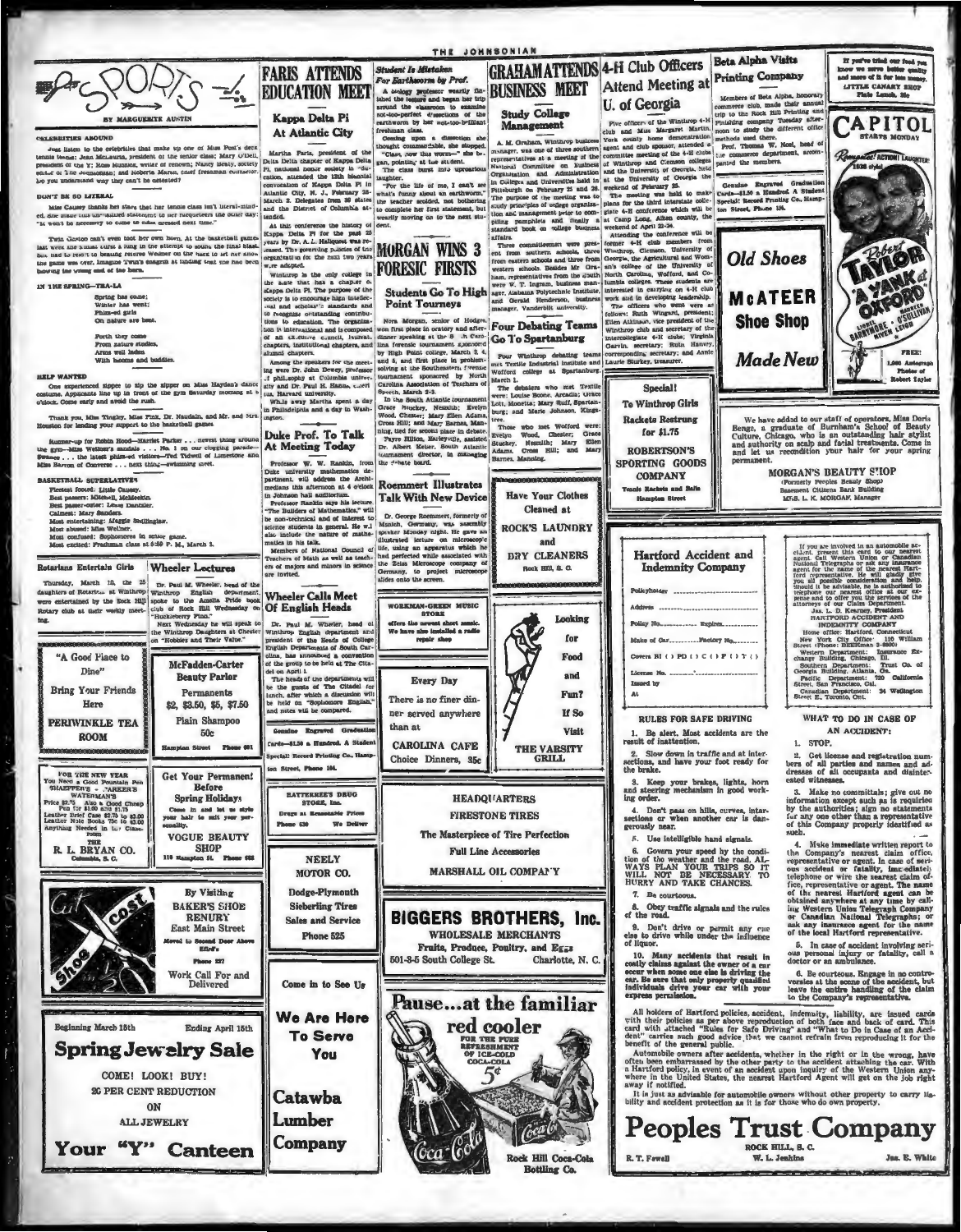# SPORTS

BY MARGUERITE AUSTIN

**CELEBRITIES ABOUND**

Just listen to the celebrities that make up one of Miss Post's deck tennis teams: Jean McLaurin, president of the senior class; Mary O'Dell, president of the Y; Rose Hudson, writer of renown; Nancy Healy, society editor of The Johnsonian; and Roberta Mann, chief freshman counselor. Do you understand why they can't be defeated?

**DON'T BE SO LITERAL**

Miss Causey thanks her stars that her tennis class isn't literal-minded. She made this unqualified statement to her racqueteers the other day: "It won't be necessary to come to class dressed next time."

Twin Carlton can't toot her own horn. At the basketball games last week she almost burst a lung in the attempt to sound the final blast. But had to resort to beating referee Weltner on the back to let her know the game was over. Imagine Twin's chagrin at finding that she had been blowing the wrong end of the horn.

**IN THE SPRING—TRA-LA**

Spring has come;
Winter has went;
Phiz-ed girls
On nature are bent.

Forth they come
From nature studies,
Arms well laden
With blooms and buddies.

**HELP WANTED**

One experienced zipper to zip the zipper on Miss Hayden's dance costume. Applicants line up in front of the gym Saturday morning at 8 o'clock. Come early and avoid the rush.

Thank you, Miss Tingley, Miss Fink, Dr. Naudain, and Mr. and Mrs. Houston for lending your support to the basketball games.

Rumor-up for Robin Hood—Harriet Packer . . . newest thing around the gym—Miss Weltner's sandals . . . No. 1 on our clipping parade—Swanee . . . the latest phiz-ed visitors—Ted Tidwell of Limestone and Miss Barron of Converse . . . next thing—swimming meet.

**BASKETBALL SUPERLATIVES**

Fleetest footed: Little Causey.
Best passers: Mitchell, McMeekin.
Best passer-outer: Lena Dantzler.
Calmest: Mary Sanders.
Most entertaining: Maggie Stallingham.
Most absurd: Miss Weltner.
Most confused: Sophomores in soccer game.
Most excited: Freshman class at 6:30 P. M., March 3.

## Rotarians Entertain Girls

Thursday, March 10, the 25 daughters of Rotarians at Winthrop were entertained by the Rock Hill Rotary club at their weekly meeting.

## Wheeler Lectures

Dr. Paul M. Wheeler, head of the Winthrop English department, spoke to the Amelia Pride book club of Rock Hill Wednesday on "Huckleberry Finn."

Next Wednesday he will speak to the Winthrop Daughters at Chester on "Hobbies and Their Value."

---

"A Good Place to Dine"

Bring Your Friends Here

**PERIWINKLE TEA ROOM**

---

**McFadden-Carter Beauty Parlor**

Permanents
$2, $3.50, $5, $7.50

Plain Shampoo
50c

Hampton Street Phone 601

---

FOR THE NEW YEAR
You Need a Good Fountain Pen
SHAEFFER'S — PARKER'S
WATERMAN'S
Price $2.75 Also a Good Cheap
Pen for $1.00 and $1.75
Leather Brief Case $2.75 to $3.00
Leather Note Books 75c to $3.00
Anything Needed in the Classroom

**THE R. L. BRYAN CO.**
Columbia, S. C.

---

**Get Your Permanent Before Spring Holidays**

Come in and let us style your hair to suit your personality.

**VOGUE BEAUTY SHOP**
110 Hampton St. Phone 683

---

By Visiting
**BAKER'S SHOE RENURY**
East Main Street
Moved to Second Door Above Efird's
Phone 327
Work Call For and Delivered

---

Beginning March 15th — Ending April 15th

**Spring Jewelry Sale**

COME! LOOK! BUY!

25 PER CENT REDUCTION ON ALL JEWELRY

**Your "Y" Canteen**

---

# FARIS ATTENDS EDUCATION MEET

## Kappa Delta Pi At Atlantic City

Martha Faris, president of the Delta Delta chapter of Kappa Delta Pi, national honor society in education, attended the 13th biennial convocation of Kappa Delta Pi in Atlantic City, N. J., February 28-March 2. Delegates from 30 states and the District of Columbia attended.

At this conference the history of Kappa Delta Pi for the past 25 years by Dr. A. L. Hallquest was released. The governing policies of the organization for the next two years were adopted.

Winthrop is the only college in the state that has a chapter of Kappa Delta Pi. The purpose of the society is to encourage high intellectual and scholarly standards and to recognize outstanding contributions to education. The organization is international and is composed of an executive council, laureate chapters, institutional chapters, and alumni chapters.

Among the speakers for the meeting were Dr. John Dewey, professor of philosophy at Columbia university and Dr. Paul R. Hanna, Stanford, Harvard university.

While away Martha spent a day in Philadelphia and a day in Washington.

## Duke Prof. To Talk At Meeting Today

Professor W. W. Rankin, from Duke university mathematics department, will address the Archimedians this afternoon at 4 o'clock in Johnson hall auditorium.

Professor Rankin says his lecture, "The Builders of Mathematics," will be non-technical and of interest to science students in general. He will also include the nature of mathematics in his talk.

Members of National Council of Teachers of Math as well as teachers of majors and minors in science are invited.

## Wheeler Calls Meet Of English Heads

Dr. Paul M. Wheeler, head of Winthrop English department and president of the Heads of College English Departments of South Carolina, has announced a convention of the group to be held at The Citadel on April 1.

The heads of the departments will be the guests of The Citadel for lunch, after which a discussion will be held on "Sophomore English," and notes will be compared.

---

Genuine Engraved Graduation Cards—$1.50 a Hundred. A Student Special! Record Printing Co., Hampton Street, Phone 164.

---

**BATTERREE'S DRUG STORE, Inc.**
Drugs at Reasonable Prices
Phone 630 We Deliver

---

**NEELY MOTOR CO.**
Dodge-Plymouth
Sieberling Tires
Sales and Service
Phone 525

Come in to See Us

---

**We Are Here To Serve You**

**Catawba Lumber Company**

---

## Student Is Mistaken For Earthworm by Prof.

A zoology professor wearily finished the lecture and began her trip around the classroom to examine not-too-perfect dissections of the earthworm by her not-too-brilliant freshman class.

Coming upon a dissection she thought commendable, she stopped. "Class, now this worm—" she began, pointing at the student.

The class burst into uproarious laughter.

"For the life of me, I can't see what's funny about an earthworm," the teacher scolded, not bothering to correct her first statement, but wearily moving on to the next student.

# MORGAN WINS 3 FORESIC FIRSTS

## Students Go To High Point Tourneys

Nora Morgan, senior of Hodges, won first place in oratory and after-dinner speaking at the South Carolina forensic tournament sponsored by High Point college, March 3, 4, and 5, and first place in problem-solving at the Southeastern Forensic tournament sponsored by North Carolina Association of Teachers of Speech, March 2-3.

In the South Atlantic tournament Grace Stuckey, Nesmith; Evelyn Wood, Chester; Mary Ellen Adams, Cross Hill; and Mary Barnes, Manning, tied for second place in debate.

Fayre Hilton, Harleyville, assisted Dr. Albert Keiser, South Atlantic tournament director, in managing the debate board.

## Roemmert Illustrates Talk With New Device

Dr. George Roemmert, formerly of Munich, Germany, was assembly speaker Monday night. He gave an illustrated lecture on microscopic life, using an apparatus which he had perfected while associated with the Zeiss Microscope company of Germany, to project microscopic slides onto the screen.

---

**WORKMAN-GREEN MUSIC STORE**
offers the newest sheet music.
We have also installed a radio repair shop

---

**Every Day**

There is no finer dinner served anywhere than at

**CAROLINA CAFE**
Choice Dinners, 35c

---

# GRAHAM ATTENDS BUSINESS MEET

## Study College Management

A. M. Graham, Winthrop business manager, was one of three southern representatives at a meeting of the National Committee on Business Organization and Administration in Colleges and Universities held in Pittsburgh on February 25 and 26.

The purpose of the meeting was to study principles of college organization and management prior to compiling pamphlets and finally a standard book on college business affairs.

Three committeemen were present from southern schools, three from eastern schools and three from western schools. Besides Mr. Graham, representatives from the South were W. T. Ingram, business manager, Alabama Polytechnic Institute, and Gerald Henderson, business manager, Vanderbilt university.

## Four Debating Teams Go To Spartanburg

Four Winthrop debating teams met Textile Industrial Institute and Wofford college at Spartanburg, March 1.

The debaters who met Textile were: Louise Boone, Arcadia; Grace Lott, Monetta; Mary Stuff, Spartanburg; and Marie Johnson, Kingstree.

Those who met Wofford were: Evelyn Wood, Chester; Grace Stuckey, Nesmith; Mary Ellen Adams, Cross Hill; and Mary Barnes, Manning.

---

**Have Your Clothes Cleaned at ROCK'S LAUNDRY and DRY CLEANERS**
Rock Hill, S. C.

---

Looking for Food and Fun? If So Visit

**THE VARSITY GRILL**

---

**HEADQUARTERS FIRESTONE TIRES**
The Masterpiece of Tire Perfection
Full Line Accessories
**MARSHALL OIL COMPANY**

---

**BIGGERS BROTHERS, Inc.**
WHOLESALE MERCHANTS
Fruits, Produce, Poultry, and Eggs
501-3-5 South College St. Charlotte, N. C.

---

**Pause... at the familiar red cooler**
FOR THE PURE REFRESHMENT OF ICE-COLD COCA-COLA
5¢
Rock Hill Coca-Cola Bottling Co.

---

# 4-H Club Officers Attend Meeting at U. of Georgia

Five officers of the Winthrop 4-H club and Miss Margaret Martin, York county home demonstration agent and club sponsor, attended a committee meeting of the 4-H clubs of Winthrop and Clemson colleges and the University of Georgia, held at the University of Georgia the weekend of February 25.

The meeting was held to make plans for the third interstate collegiate 4-H conference which will be held at Camp Long, Aiken county, the weekend of April 22-24.

Attending the conference will be former 4-H club members from Winthrop, Clemson, University of Georgia, the Agricultural and Woman's college of the University of North Carolina, Wofford, and Columbia colleges. These students are interested in carrying on 4-H club work and in developing leadership.

The officers who went were as follows: Ruth Wingard, president; Ellen Atkinson, vice president of the Winthrop club and secretary of the intercollegiate 4-H clubs; Virginia Garvin, secretary; Ruth Hanvey, corresponding secretary; and Annie Laurie Sturkey, treasurer.

---

**Special!**
To Winthrop Girls
Rackets Restrung for $1.75

**ROBERTSON'S SPORTING GOODS COMPANY**
Tennis Rackets and Balls
Hampton Street

---

# Beta Alpha Visits Printing Company

Members of Beta Alpha, honorary commerce club, made their annual trip to the Rock Hill Printing and Finishing company Tuesday afternoon to study the different office methods used there.

Prof. Thomas W. Noel, head of the commerce department, accompanied the members.

---

Genuine Engraved Graduation Cards—$1.50 a Hundred. A Student Special! Record Printing Co., Hampton Street, Phone 164.

---

**Old Shoes**
**McATEER Shoe Shop**
**Made New**

---

If you've tried our food you know we serve better quality and more of it for less money.

**LITTLE CANARY SHOP**
Plate Lunch, 25c

---

**CAPITOL**
STARTS MONDAY
Romance! ACTION! LAUGHTER! 1938 style!
Robert TAYLOR "A YANK at OXFORD"
BARRYMORE · O'SULLIVAN · VIVIEN LEIGH
FREE! 1,000 Autograph Photos of Robert Taylor

---

We have added to our staff of operators, Miss Doris Benge, a graduate of Burnham's School of Beauty Culture, Chicago, who is an outstanding hair stylist and authority on scalp and facial treatments. Come in and let us recondition your hair for your spring permanent.

**MORGAN'S BEAUTY SHOP**
(Formerly Peoples Beauty Shop)
Basement Citizens Bank Building
MRS. L. K. MORGAN, Manager

---

## Hartford Accident and Indemnity Company

Policyholder ____________

Address ____________

Policy No. ________ Expires ________

Make of Car ________ Factory No. ________

Covers BI ( ) PD ( ) C ( ) F ( ) T ( )

License No. ____________

Issued by ____________

At ____________

### RULES FOR SAFE DRIVING

1. Be alert. Most accidents are the result of inattention.

2. Slow down in traffic and at intersections, and have your foot ready for the brake.

3. Keep your brakes, lights, horn and steering mechanism in good working order.

4. Don't pass on hills, curves, intersections or when another car is dangerously near.

5. Use intelligible hand signals.

6. Govern your speed by the condition of the weather and the road. ALWAYS PLAN YOUR TRIPS SO IT WILL NOT BE NECESSARY TO HURRY AND TAKE CHANCES.

7. Be courteous.

8. Obey traffic signals and the rules of the road.

9. Don't drive or permit any one else to drive while under the influence of liquor.

10. Many accidents that result in costly claims against the owner of a car occur when some one else is driving the car. Be sure that only properly qualified individuals drive your car with your express permission.

---

If you are involved in an automobile accident, present this card to our nearest agent. Call Western Union or Canadian National Telegraph or ask any insurance agent for the name of the nearest Hartford representative. He will gladly give you all possible consideration and help. Should it be advisable, he is authorized to telephone our nearest office at our expense and to offer you the services of the attorneys of our Claims Department.

Jas. L. D. Kearney, President
HARTFORD ACCIDENT AND INDEMNITY COMPANY
Home office: Hartford, Connecticut
New York City Office: 110 William Street (Phone: BEEKman 3-8800)
Western Department: Insurance Exchange Building, Chicago, Ill.
Southern Department: Trust Co. of Georgia Building, Atlanta, Ga.
Pacific Department: 720 California Street, San Francisco, Cal.
Canadian Department: 34 Wellington Street E., Toronto, Ont.

### WHAT TO DO IN CASE OF AN ACCIDENT:

1. STOP.

2. Get license and registration numbers of all parties and names and addresses of all occupants and disinterested witnesses.

3. Make no committals; give out no information except such as is required by the authorities; sign no statements for any one other than a representative of this Company properly identified as such.

4. Make immediate written report to the Company's nearest claim office, representative or agent. In case of serious accident or fatality, immediately telephone or wire the nearest claim office, representative or agent. The name of the nearest Hartford agent can be obtained anywhere at any time by calling Western Union Telegraph Company or Canadian National Telegraphs; or ask any insurance agent for the name of the local Hartford representative.

5. In case of accident involving serious personal injury or fatality, call a doctor or an ambulance.

6. Be courteous. Engage in no controversies at the scene of the accident, but leave the entire handling of the claim to the Company's representative.

All holders of Hartford policies, accident, indemnity, liability, etc. are issued cards with their policies as per above reproduction of both face and back of card. This card with attached "Rules for Safe Driving" and "What to Do in Case of an Accident" carries such good advice that we cannot refrain from reproducing it for the benefit of the general public.

Automobile owners after accidents, whether in the right or in the wrong, have often been embarrassed by the other party to the accident attaching the car. With a Hartford policy, in event of an accident upon inquiry of the Western Union anywhere in the United States, the nearest Hartford Agent will get on the job right away if notified.

It is just as advisable for automobile owners without other property to carry liability and accident protection as it is for those who do own property.

# Peoples Trust Company

ROCK HILL, S. C.

R. T. Fewell — W. L. Jenkins — Jas. E. White